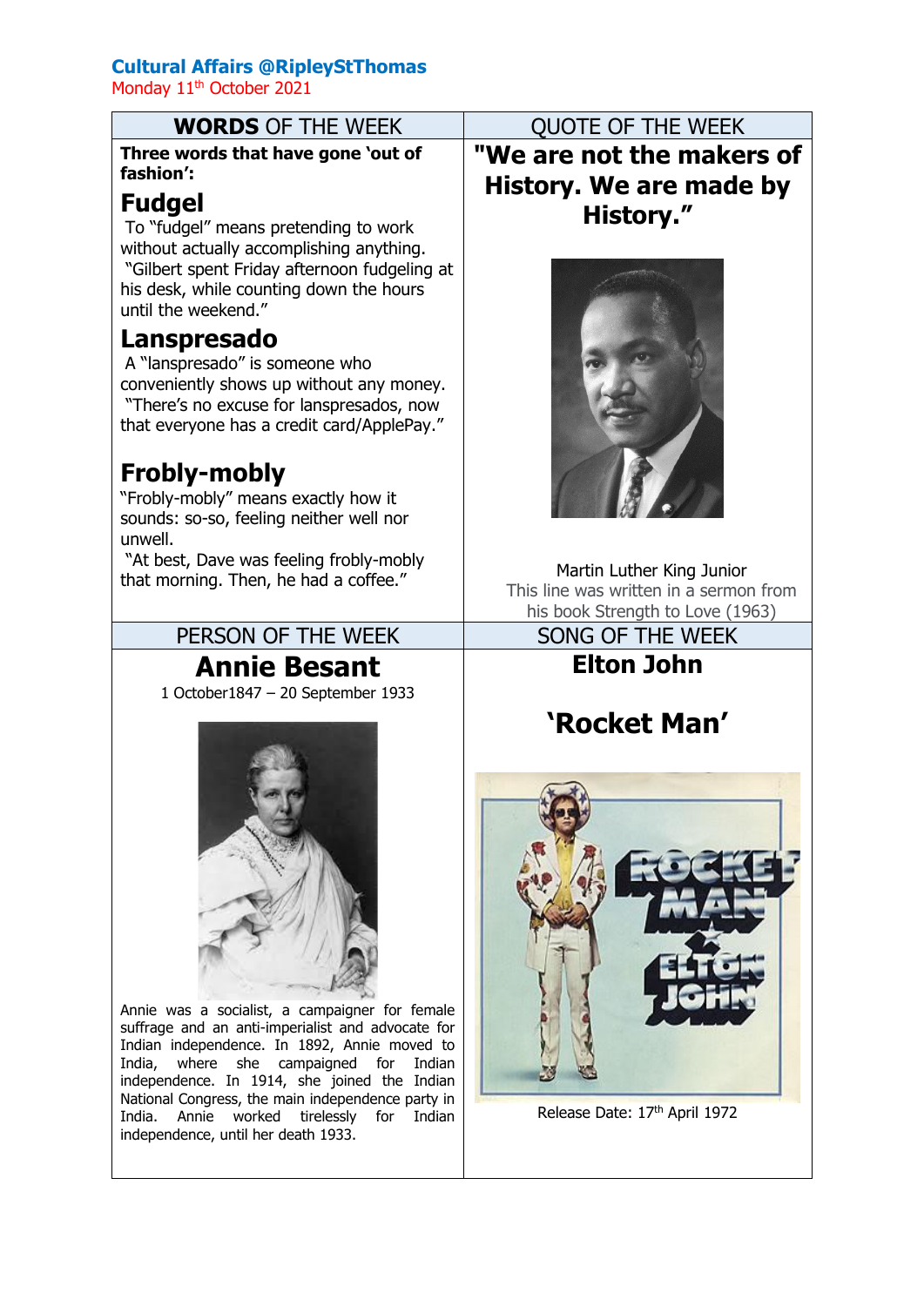**Cultural Affairs @RipleyStThomas**

Monday 11th October 2021

## WORDS OF THE WEEK

**Three words that have gone 'out of fashion':**

### Fudgel

To "fudgel" means pretending to work without actually accomplishing anything.
"Gilbert spent Friday afternoon fudgeling at his desk, while counting down the hours until the weekend."

### Lanspresado

A "lanspresado" is someone who conveniently shows up without any money.
"There's no excuse for lanspresados, now that everyone has a credit card/ApplePay."

### Frobly-mobly

"Frobly-mobly" means exactly how it sounds: so-so, feeling neither well nor unwell.
"At best, Dave was feeling frobly-mobly that morning. Then, he had a coffee."

## QUOTE OF THE WEEK

**"We are not the makers of History. We are made by History."**

Martin Luther King Junior

This line was written in a sermon from his book Strength to Love (1963)

## PERSON OF THE WEEK

### Annie Besant

1 October1847 – 20 September 1933

Annie was a socialist, a campaigner for female suffrage and an anti-imperialist and advocate for Indian independence. In 1892, Annie moved to India, where she campaigned for Indian independence. In 1914, she joined the Indian National Congress, the main independence party in India. Annie worked tirelessly for Indian independence, until her death 1933.

## SONG OF THE WEEK

### Elton John

### 'Rocket Man'

Release Date: 17th April 1972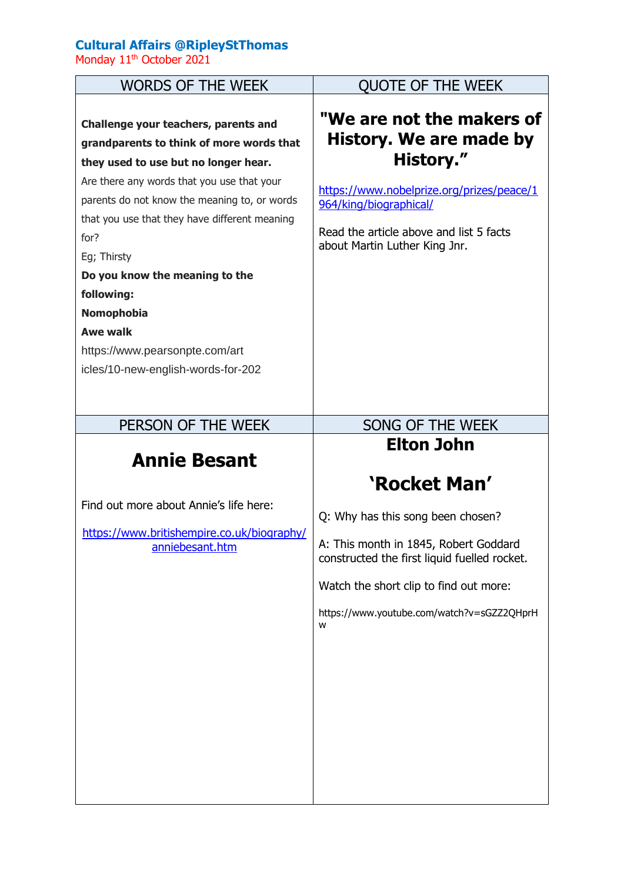**Cultural Affairs @RipleyStThomas**
Monday 11th October 2021

## WORDS OF THE WEEK

**Challenge your teachers, parents and grandparents to think of more words that they used to use but no longer hear.**

Are there any words that you use that your parents do not know the meaning to, or words that you use that they have different meaning for?

Eg; Thirsty

**Do you know the meaning to the following:**

**Nomophobia**

**Awe walk**

https://www.pearsonpte.com/articles/10-new-english-words-for-202

## QUOTE OF THE WEEK

**"We are not the makers of History. We are made by History."**

https://www.nobelprize.org/prizes/peace/1964/king/biographical/

Read the article above and list 5 facts about Martin Luther King Jnr.

## PERSON OF THE WEEK

**Annie Besant**

Find out more about Annie's life here:

https://www.britishempire.co.uk/biography/anniebesant.htm

## SONG OF THE WEEK

**Elton John**

**'Rocket Man'**

Q: Why has this song been chosen?

A: This month in 1845, Robert Goddard constructed the first liquid fuelled rocket.

Watch the short clip to find out more:

https://www.youtube.com/watch?v=sGZZ2QHprHw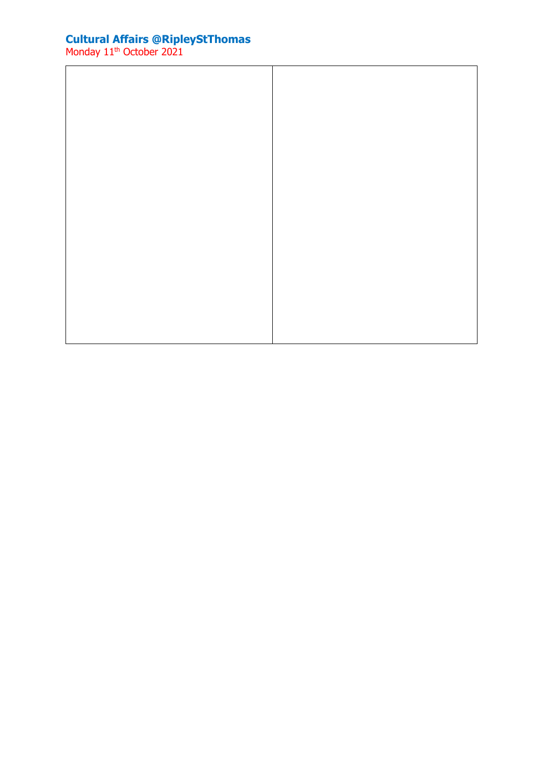**Cultural Affairs @RipleyStThomas**

Monday 11th October 2021

| | |
|---|---|
| | |